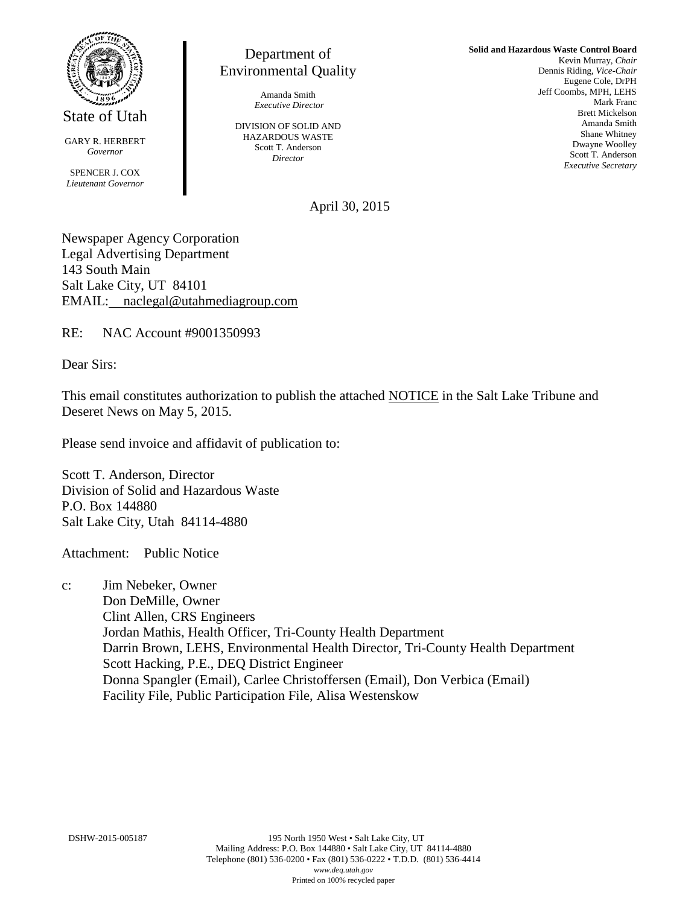State of Utah

GARY R. HERBERT
*Governor*

SPENCER J. COX
*Lieutenant Governor*

Department of
Environmental Quality

Amanda Smith
*Executive Director*

DIVISION OF SOLID AND
HAZARDOUS WASTE
Scott T. Anderson
*Director*

**Solid and Hazardous Waste Control Board**
Kevin Murray, *Chair*
Dennis Riding, *Vice-Chair*
Eugene Cole, DrPH
Jeff Coombs, MPH, LEHS
Mark Franc
Brett Mickelson
Amanda Smith
Shane Whitney
Dwayne Woolley
Scott T. Anderson
*Executive Secretary*

April 30, 2015

Newspaper Agency Corporation
Legal Advertising Department
143 South Main
Salt Lake City, UT 84101
EMAIL: naclegal@utahmediagroup.com

RE: NAC Account #9001350993

Dear Sirs:

This email constitutes authorization to publish the attached NOTICE in the Salt Lake Tribune and Deseret News on May 5, 2015.

Please send invoice and affidavit of publication to:

Scott T. Anderson, Director
Division of Solid and Hazardous Waste
P.O. Box 144880
Salt Lake City, Utah 84114-4880

Attachment: Public Notice

c: Jim Nebeker, Owner
Don DeMille, Owner
Clint Allen, CRS Engineers
Jordan Mathis, Health Officer, Tri-County Health Department
Darrin Brown, LEHS, Environmental Health Director, Tri-County Health Department
Scott Hacking, P.E., DEQ District Engineer
Donna Spangler (Email), Carlee Christoffersen (Email), Don Verbica (Email)
Facility File, Public Participation File, Alisa Westenskow

DSHW-2015-005187

195 North 1950 West • Salt Lake City, UT
Mailing Address: P.O. Box 144880 • Salt Lake City, UT 84114-4880
Telephone (801) 536-0200 • Fax (801) 536-0222 • T.D.D. (801) 536-4414
*www.deq.utah.gov*
Printed on 100% recycled paper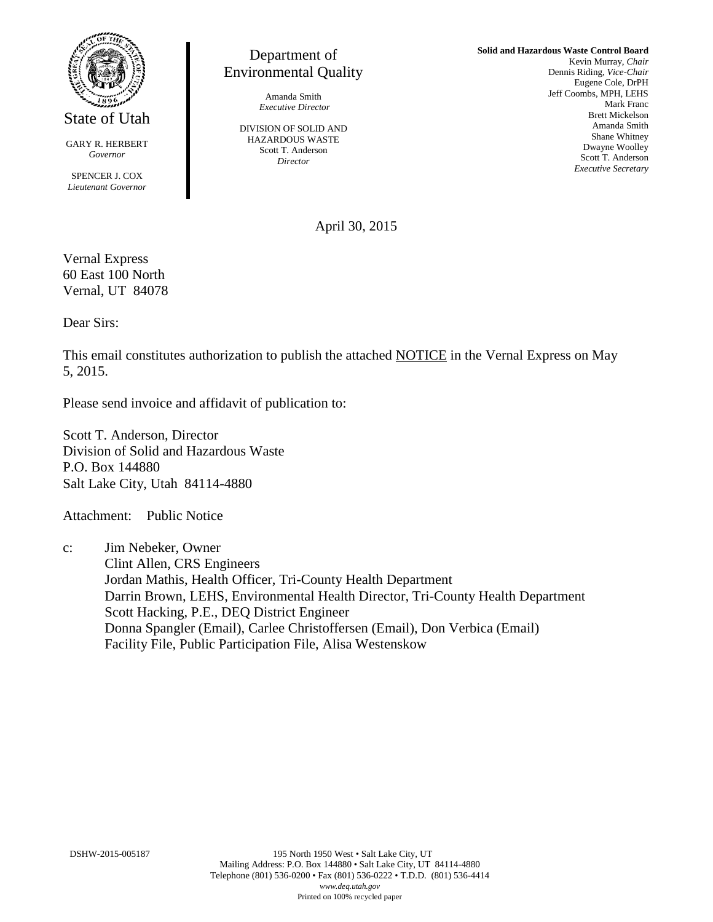State of Utah

GARY R. HERBERT
*Governor*

SPENCER J. COX
*Lieutenant Governor*

Department of
Environmental Quality

Amanda Smith
*Executive Director*

DIVISION OF SOLID AND
HAZARDOUS WASTE
Scott T. Anderson
*Director*

**Solid and Hazardous Waste Control Board**
Kevin Murray, *Chair*
Dennis Riding, *Vice-Chair*
Eugene Cole, DrPH
Jeff Coombs, MPH, LEHS
Mark Franc
Brett Mickelson
Amanda Smith
Shane Whitney
Dwayne Woolley
Scott T. Anderson
*Executive Secretary*

April 30, 2015

Vernal Express
60 East 100 North
Vernal, UT 84078

Dear Sirs:

This email constitutes authorization to publish the attached <u>NOTICE</u> in the Vernal Express on May 5, 2015.

Please send invoice and affidavit of publication to:

Scott T. Anderson, Director
Division of Solid and Hazardous Waste
P.O. Box 144880
Salt Lake City, Utah 84114-4880

Attachment: Public Notice

c: Jim Nebeker, Owner
Clint Allen, CRS Engineers
Jordan Mathis, Health Officer, Tri-County Health Department
Darrin Brown, LEHS, Environmental Health Director, Tri-County Health Department
Scott Hacking, P.E., DEQ District Engineer
Donna Spangler (Email), Carlee Christoffersen (Email), Don Verbica (Email)
Facility File, Public Participation File, Alisa Westenskow

DSHW-2015-005187

195 North 1950 West • Salt Lake City, UT
Mailing Address: P.O. Box 144880 • Salt Lake City, UT 84114-4880
Telephone (801) 536-0200 • Fax (801) 536-0222 • T.D.D. (801) 536-4414
*www.deq.utah.gov*
Printed on 100% recycled paper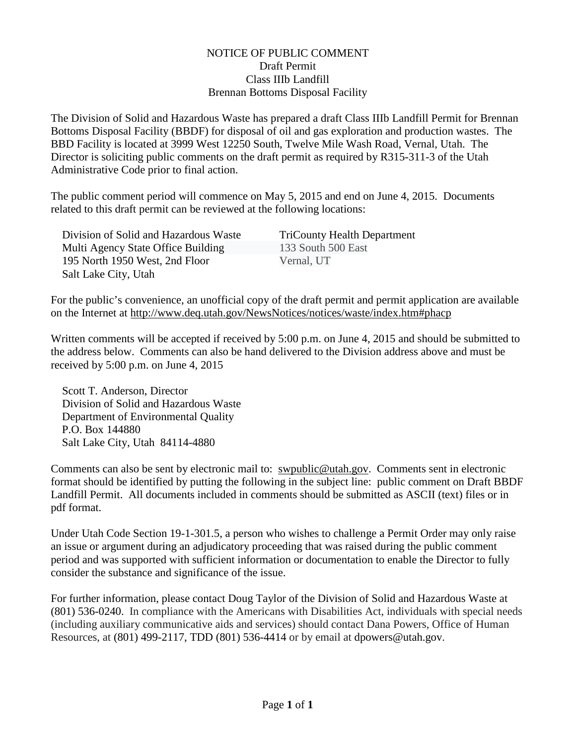# NOTICE OF PUBLIC COMMENT
## Draft Permit
## Class IIIb Landfill
## Brennan Bottoms Disposal Facility

The Division of Solid and Hazardous Waste has prepared a draft Class IIIb Landfill Permit for Brennan Bottoms Disposal Facility (BBDF) for disposal of oil and gas exploration and production wastes. The BBD Facility is located at 3999 West 12250 South, Twelve Mile Wash Road, Vernal, Utah. The Director is soliciting public comments on the draft permit as required by R315-311-3 of the Utah Administrative Code prior to final action.

The public comment period will commence on May 5, 2015 and end on June 4, 2015. Documents related to this draft permit can be reviewed at the following locations:

| | |
|---|---|
| Division of Solid and Hazardous Waste | TriCounty Health Department |
| Multi Agency State Office Building | 133 South 500 East |
| 195 North 1950 West, 2nd Floor | Vernal, UT |
| Salt Lake City, Utah | |

For the public's convenience, an unofficial copy of the draft permit and permit application are available on the Internet at http://www.deq.utah.gov/NewsNotices/notices/waste/index.htm#phacp

Written comments will be accepted if received by 5:00 p.m. on June 4, 2015 and should be submitted to the address below. Comments can also be hand delivered to the Division address above and must be received by 5:00 p.m. on June 4, 2015

Scott T. Anderson, Director  
Division of Solid and Hazardous Waste  
Department of Environmental Quality  
P.O. Box 144880  
Salt Lake City, Utah 84114-4880

Comments can also be sent by electronic mail to: swpublic@utah.gov. Comments sent in electronic format should be identified by putting the following in the subject line: public comment on Draft BBDF Landfill Permit. All documents included in comments should be submitted as ASCII (text) files or in pdf format.

Under Utah Code Section 19-1-301.5, a person who wishes to challenge a Permit Order may only raise an issue or argument during an adjudicatory proceeding that was raised during the public comment period and was supported with sufficient information or documentation to enable the Director to fully consider the substance and significance of the issue.

For further information, please contact Doug Taylor of the Division of Solid and Hazardous Waste at (801) 536-0240. In compliance with the Americans with Disabilities Act, individuals with special needs (including auxiliary communicative aids and services) should contact Dana Powers, Office of Human Resources, at (801) 499-2117, TDD (801) 536-4414 or by email at dpowers@utah.gov.